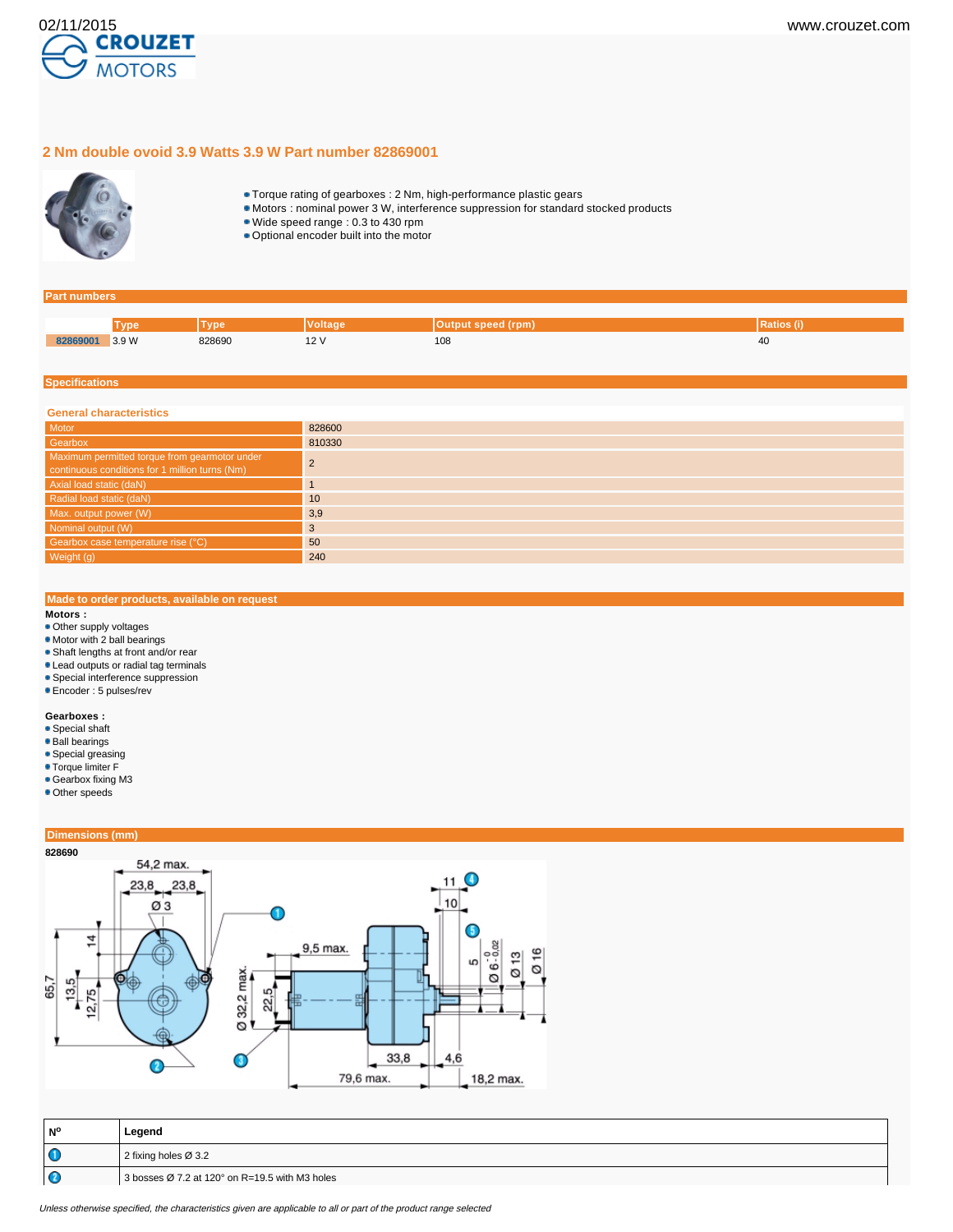# 2 Nm double ovoid 3.9 Watts 3.9 W Part number 82869001

- Torque rating of gearboxes : 2 Nm, high-performance plastic gears
- Motors : nominal power 3 W, interference suppression for standard stocked products
- Wide speed range : 0.3 to 430 rpm
- Optional encoder built into the motor

## Part numbers

| | Type | Type | Voltage | Output speed (rpm) | Ratios (i) |
|---|---|---|---|---|---|
| 82869001 | 3.9 W | 828690 | 12 V | 108 | 40 |

## Specifications

### General characteristics

| | |
|---|---|
| Motor | 828600 |
| Gearbox | 810330 |
| Maximum permitted torque from gearmotor under continuous conditions for 1 million turns (Nm) | 2 |
| Axial load static (daN) | 1 |
| Radial load static (daN) | 10 |
| Max. output power (W) | 3,9 |
| Nominal output (W) | 3 |
| Gearbox case temperature rise (°C) | 50 |
| Weight (g) | 240 |

## Made to order products, available on request

**Motors :**

- Other supply voltages
- Motor with 2 ball bearings
- Shaft lengths at front and/or rear
- Lead outputs or radial tag terminals
- Special interference suppression
- Encoder : 5 pulses/rev

**Gearboxes :**

- Special shaft
- Ball bearings
- Special greasing
- Torque limiter F
- Gearbox fixing M3
- Other speeds

## Dimensions (mm)

**828690**

| Nº | Legend |
|---|---|
| 1 | 2 fixing holes Ø 3.2 |
| 2 | 3 bosses Ø 7.2 at 120° on R=19.5 with M3 holes |

*Unless otherwise specified, the characteristics given are applicable to all or part of the product range selected*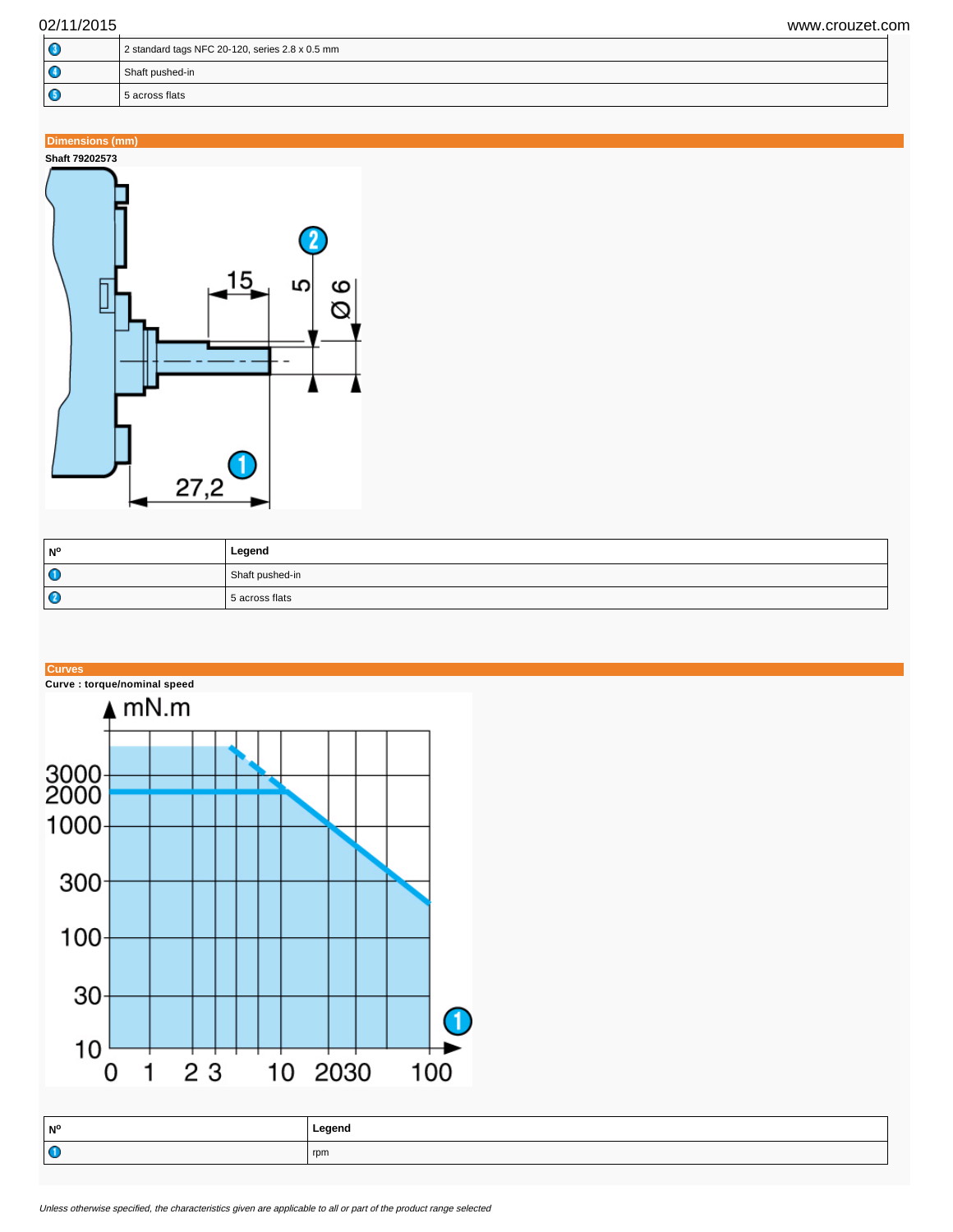| | |
|---|---|
| 3 | 2 standard tags NFC 20-120, series 2.8 x 0.5 mm |
| 4 | Shaft pushed-in |
| 5 | 5 across flats |

## Dimensions (mm)

**Shaft 79202573**

| Nº | Legend |
|---|---|
| 1 | Shaft pushed-in |
| 2 | 5 across flats |

## Curves

**Curve : torque/nominal speed**

| Nº | Legend |
|---|---|
| 1 | rpm |

*Unless otherwise specified, the characteristics given are applicable to all or part of the product range selected*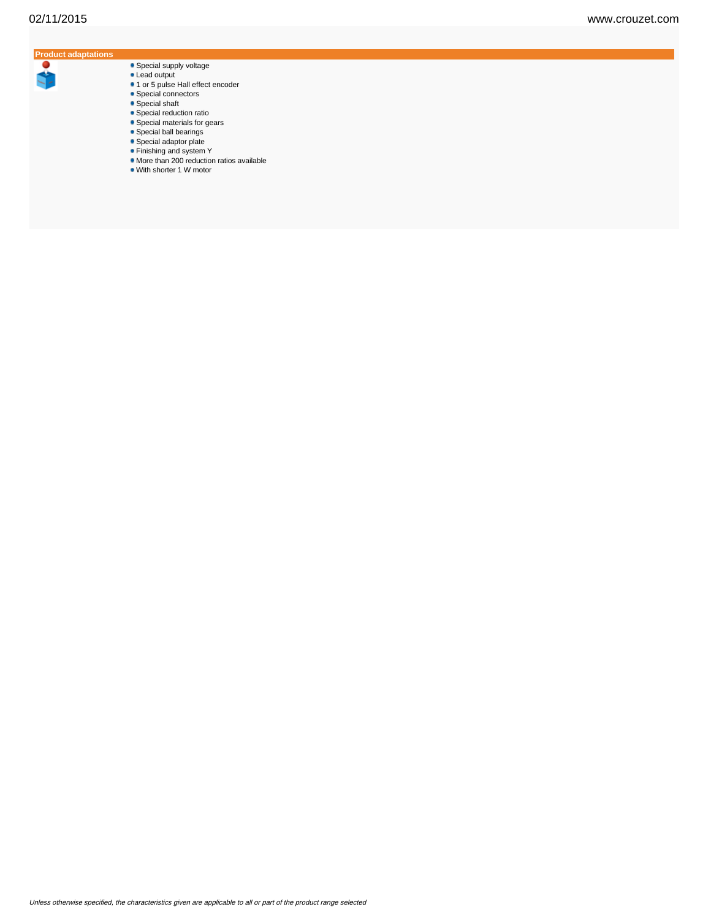## Product adaptations

- Special supply voltage
- Lead output
- 1 or 5 pulse Hall effect encoder
- Special connectors
- Special shaft
- Special reduction ratio
- Special materials for gears
- Special ball bearings
- Special adaptor plate
- Finishing and system Y
- More than 200 reduction ratios available
- With shorter 1 W motor

*Unless otherwise specified, the characteristics given are applicable to all or part of the product range selected*